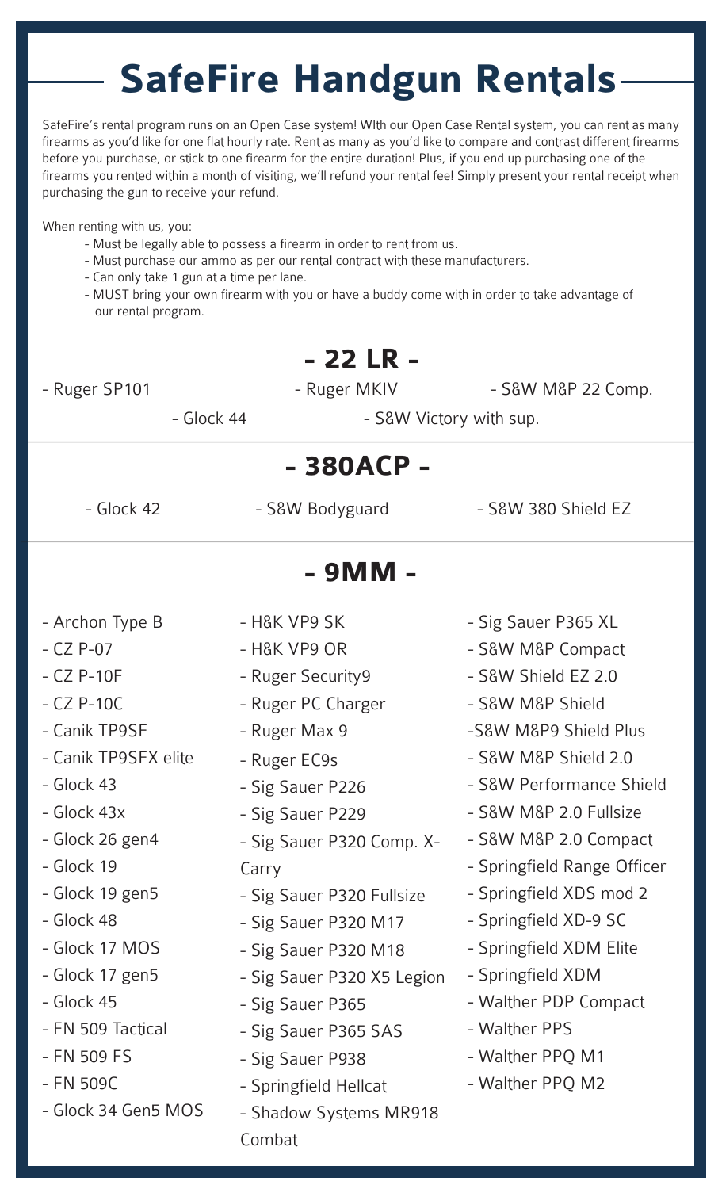# SafeFire Handgun Rentals

SafeFire's rental program runs on an Open Case system! WIth our Open Case Rental system, you can rent as many firearms as you'd like for one flat hourly rate. Rent as many as you'd like to compare and contrast different firearms before you purchase, or stick to one firearm for the entire duration! Plus, if you end up purchasing one of the firearms you rented within a month of visiting, we'll refund your rental fee! Simply present your rental receipt when purchasing the gun to receive your refund.

When renting with us, you:

- Must be legally able to possess a firearm in order to rent from us.
- Must purchase our ammo as per our rental contract with these manufacturers.
- Can only take 1 gun at a time per lane.
- MUST bring your own firearm with you or have a buddy come with in order to take advantage of our rental program.

## - 22 LR -

- Ruger SP101
- Ruger MKIV
- S&W M&P 22 Comp.
- Glock 44
- S&W Victory with sup.

## - 380ACP -

- Glock 42
- S&W Bodyguard
- S&W 380 Shield EZ

## - 9MM -

- Archon Type B
- CZ P-07
- CZ P-10F
- CZ P-10C
- Canik TP9SF
- Canik TP9SFX elite
- Glock 43
- Glock 43x
- Glock 26 gen4
- Glock 19
- Glock 19 gen5
- Glock 48
- Glock 17 MOS
- Glock 17 gen5
- Glock 45
- FN 509 Tactical
- FN 509 FS
- FN 509C
- Glock 34 Gen5 MOS
- H&K VP9 SK
- H&K VP9 OR
- Ruger Security9
- Ruger PC Charger
- Ruger Max 9
- Ruger EC9s
- Sig Sauer P226
- Sig Sauer P229
- Sig Sauer P320 Comp. X-Carry
- Sig Sauer P320 Fullsize
- Sig Sauer P320 M17
- Sig Sauer P320 M18
- Sig Sauer P320 X5 Legion
- Sig Sauer P365
- Sig Sauer P365 SAS
- Sig Sauer P938
- Springfield Hellcat
- Shadow Systems MR918 Combat
- Sig Sauer P365 XL
- S&W M&P Compact
- S&W Shield EZ 2.0
- S&W M&P Shield
- S&W M&P9 Shield Plus
- S&W M&P Shield 2.0
- S&W Performance Shield
- S&W M&P 2.0 Fullsize
- S&W M&P 2.0 Compact
- Springfield Range Officer
- Springfield XDS mod 2
- Springfield XD-9 SC
- Springfield XDM Elite
- Springfield XDM
- Walther PDP Compact
- Walther PPS
- Walther PPQ M1
- Walther PPQ M2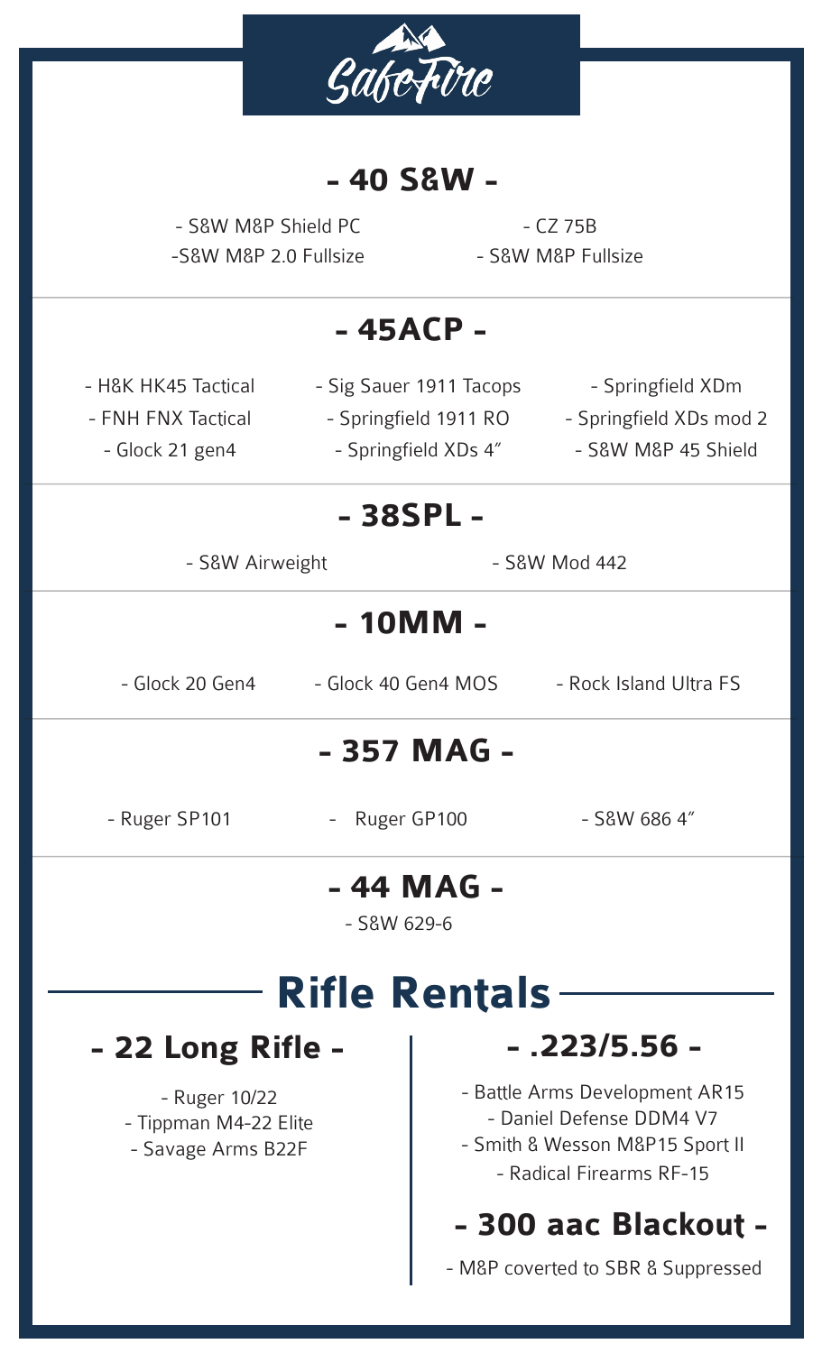# SafeFire

## - 40 S&W -

- S&W M&P Shield PC
- CZ 75B
- S&W M&P 2.0 Fullsize
- S&W M&P Fullsize

## - 45ACP -

- H&K HK45 Tactical
- FNH FNX Tactical
- Glock 21 gen4
- Sig Sauer 1911 Tacops
- Springfield 1911 RO
- Springfield XDs 4″
- Springfield XDm
- Springfield XDs mod 2
- S&W M&P 45 Shield

## - 38SPL -

- S&W Airweight
- S&W Mod 442

## - 10MM -

- Glock 20 Gen4
- Glock 40 Gen4 MOS
- Rock Island Ultra FS

## - 357 MAG -

- Ruger SP101
- Ruger GP100
- S&W 686 4″

## - 44 MAG -

- S&W 629-6

# Rifle Rentals

## - 22 Long Rifle -

- Ruger 10/22
- Tippman M4-22 Elite
- Savage Arms B22F

## - .223/5.56 -

- Battle Arms Development AR15
- Daniel Defense DDM4 V7
- Smith & Wesson M&P15 Sport II
- Radical Firearms RF-15

## - 300 aac Blackout -

- M&P coverted to SBR & Suppressed